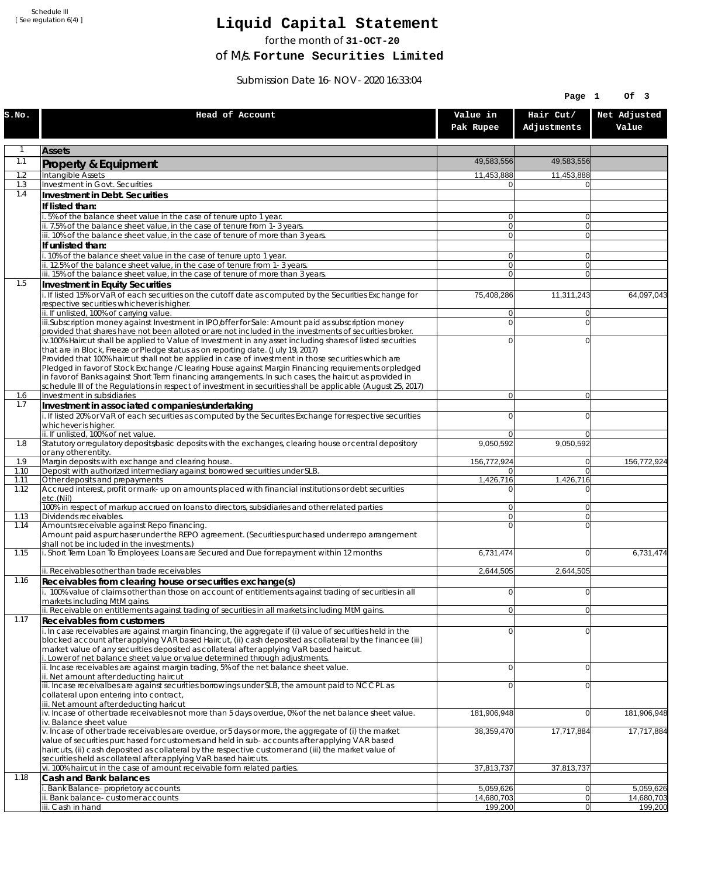Schedule III
[ See regulation 6(4) ]

# Liquid Capital Statement

for the month of **31-OCT-20**

of M/s. **Fortune Securities Limited**

Submission Date 16-NOV-2020 16:33:04

| S.No. | Head of Account | Value in Pak Rupee | Hair Cut/ Adjustments | Net Adjusted Value |
|---|---|---|---|---|
| 1 | **Assets** | | | |
| 1.1 | **Property & Equipment** | 49,583,556 | 49,583,556 | |
| 1.2 | Intangible Assets | 11,453,888 | 11,453,888 | |
| 1.3 | Investment in Govt. Securities | 0 | 0 | |
| 1.4 | **Investment in Debt. Securities** | | | |
| | **If listed than:** | | | |
| | i. 5% of the balance sheet value in the case of tenure upto 1 year. | 0 | 0 | |
| | ii. 7.5% of the balance sheet value, in the case of tenure from 1-3 years. | 0 | 0 | |
| | iii. 10% of the balance sheet value, in the case of tenure of more than 3 years. | 0 | 0 | |
| | **If unlisted than:** | | | |
| | i. 10% of the balance sheet value in the case of tenure upto 1 year. | 0 | 0 | |
| | ii. 12.5% of the balance sheet value, in the case of tenure from 1-3 years. | 0 | 0 | |
| | iii. 15% of the balance sheet value, in the case of tenure of more than 3 years. | 0 | 0 | |
| 1.5 | **Investment in Equity Securities** | | | |
| | i. If listed 15% or VaR of each securities on the cutoff date as computed by the Securities Exchange for respective securities whichever is higher. | 75,408,286 | 11,311,243 | 64,097,043 |
| | ii. If unlisted, 100% of carrying value. | 0 | 0 | |
| | iii.Subscription money against Investment in IPO/offer for Sale: Amount paid as subscription money provided that shares have not been alloted or are not included in the investments of securities broker. | 0 | 0 | |
| | iv.100% Haircut shall be applied to Value of Investment in any asset including shares of listed securities that are in Block, Freeze or Pledge status as on reporting date. (July 19, 2017) Provided that 100% haircut shall not be applied in case of investment in those securities which are Pledged in favor of Stock Exchange / Clearing House against Margin Financing requirements or pledged in favor of Banks against Short Term financing arrangements. In such cases, the haircut as provided in schedule III of the Regulations in respect of investment in securities shall be applicable (August 25, 2017) | 0 | 0 | |
| 1.6 | Investment in subsidiaries | 0 | 0 | |
| 1.7 | **Investment in associated companies/undertaking** | | | |
| | i. If listed 20% or VaR of each securities as computed by the Securites Exchange for respective securities whichever is higher. | 0 | 0 | |
| | ii. If unlisted, 100% of net value. | 0 | 0 | |
| 1.8 | Statutory or regulatory deposits/basic deposits with the exchanges, clearing house or central depository or any other entity. | 9,050,592 | 9,050,592 | |
| 1.9 | Margin deposits with exchange and clearing house. | 156,772,924 | 0 | 156,772,924 |
| 1.10 | Deposit with authorized intermediary against borrowed securities under SLB. | 0 | 0 | |
| 1.11 | Other deposits and prepayments | 1,426,716 | 1,426,716 | |
| 1.12 | Accrued interest, profit or mark-up on amounts placed with financial institutions or debt securities etc.(Nil) | 0 | 0 | |
| | 100% in respect of markup accrued on loans to directors, subsidiaries and other related parties | 0 | 0 | |
| 1.13 | Dividends receivables. | 0 | 0 | |
| 1.14 | Amounts receivable against Repo financing. Amount paid as purchaser under the REPO agreement. (Securities purchased under repo arrangement shall not be included in the investments.) | 0 | 0 | |
| 1.15 | i. Short Term Loan To Employees: Loans are Secured and Due for repayment within 12 months | 6,731,474 | 0 | 6,731,474 |
| | ii. Receivables other than trade receivables | 2,644,505 | 2,644,505 | |
| 1.16 | **Receivables from clearing house or securities exchange(s)** | | | |
| | i. 100% value of claims other than those on account of entitlements against trading of securities in all markets including MtM gains. | 0 | 0 | |
| | ii. Receivable on entitlements against trading of securities in all markets including MtM gains. | 0 | 0 | |
| 1.17 | **Receivables from customers** | | | |
| | i. In case receivables are against margin financing, the aggregate if (i) value of securities held in the blocked account after applying VAR based Haircut, (ii) cash deposited as collateral by the financee (iii) market value of any securities deposited as collateral after applying VaR based haircut. i. Lower of net balance sheet value or value determined through adjustments. | 0 | 0 | |
| | ii. Incase receivables are against margin trading, 5% of the net balance sheet value. ii. Net amount after deducting haircut | 0 | 0 | |
| | iii. Incase receivalbes are against securities borrowings under SLB, the amount paid to NCCPL as collateral upon entering into contract, iii. Net amount after deducting haricut | 0 | 0 | |
| | iv. Incase of other trade receivables not more than 5 days overdue, 0% of the net balance sheet value. iv. Balance sheet value | 181,906,948 | 0 | 181,906,948 |
| | v. Incase of other trade receivables are overdue, or 5 days or more, the aggregate of (i) the market value of securities purchased for customers and held in sub-accounts after applying VAR based haircuts, (ii) cash deposited as collateral by the respective customer and (iii) the market value of securities held as collateral after applying VaR based haircuts. | 38,359,470 | 17,717,884 | 17,717,884 |
| | vi. 100% haircut in the case of amount receivable form related parties. | 37,813,737 | 37,813,737 | |
| 1.18 | **Cash and Bank balances** | | | |
| | i. Bank Balance-proprietory accounts | 5,059,626 | 0 | 5,059,626 |
| | ii. Bank balance-customer accounts | 14,680,703 | 0 | 14,680,703 |
| | iii. Cash in hand | 199,200 | 0 | 199,200 |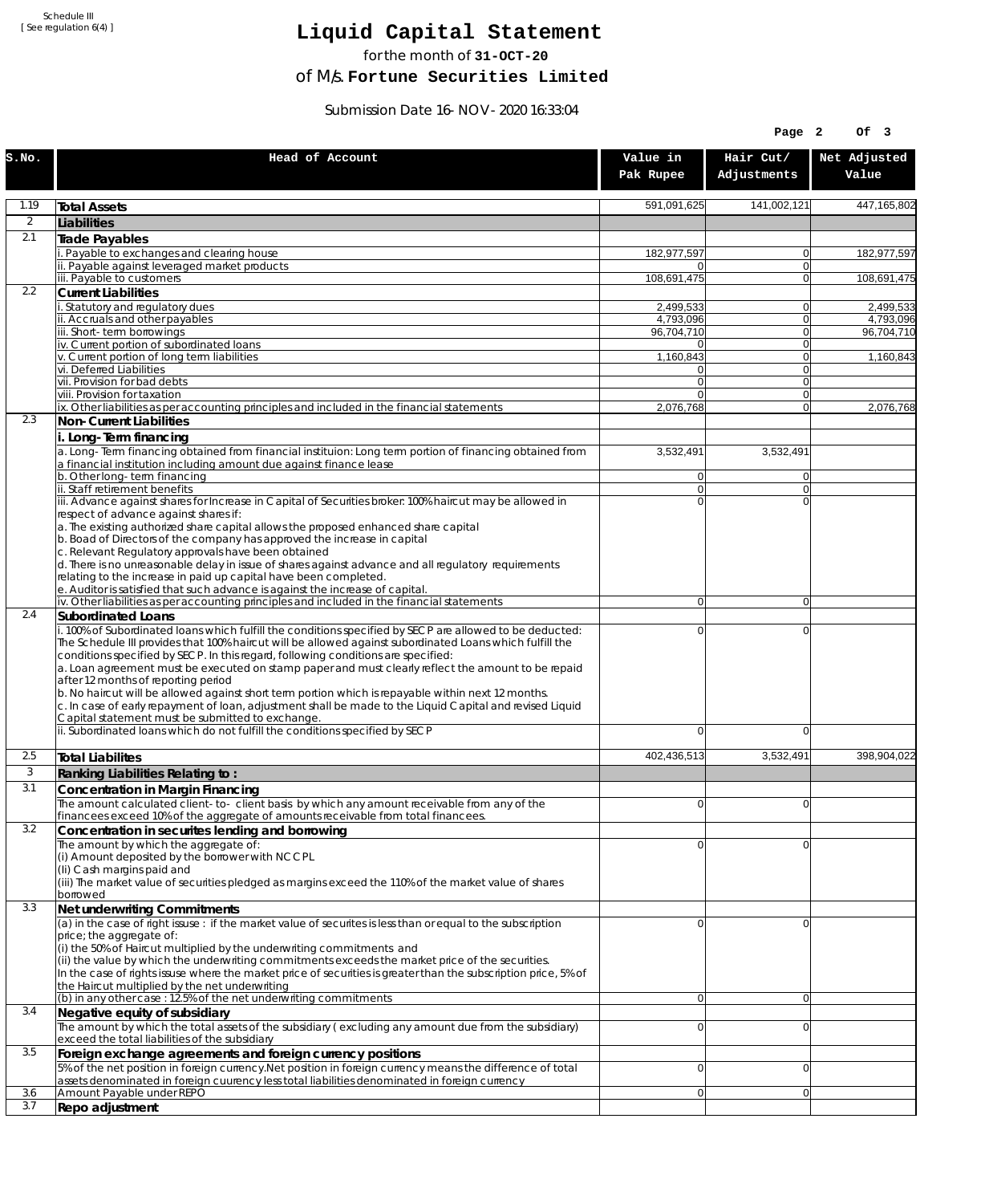Schedule III
[ See regulation 6(4) ]

# Liquid Capital Statement

for the month of **31-OCT-20**

of M/s. **Fortune Securities Limited**

Submission Date 16-NOV-2020 16:33:04

| S.No. | Head of Account | Value in Pak Rupee | Hair Cut/ Adjustments | Net Adjusted Value |
|---|---|---|---|---|
| 1.19 | **Total Assets** | 591,091,625 | 141,002,121 | 447,165,802 |
| 2 | **Liabilities** | | | |
| 2.1 | **Trade Payables** | | | |
| | i. Payable to exchanges and clearing house | 182,977,597 | 0 | 182,977,597 |
| | ii. Payable against leveraged market products | 0 | 0 | |
| | iii. Payable to customers | 108,691,475 | 0 | 108,691,475 |
| 2.2 | **Current Liabilities** | | | |
| | i. Statutory and regulatory dues | 2,499,533 | 0 | 2,499,533 |
| | ii. Accruals and other payables | 4,793,096 | 0 | 4,793,096 |
| | iii. Short-term borrowings | 96,704,710 | 0 | 96,704,710 |
| | iv. Current portion of subordinated loans | 0 | 0 | |
| | v. Current portion of long term liabilities | 1,160,843 | 0 | 1,160,843 |
| | vi. Deferred Liabilities | 0 | 0 | |
| | vii. Provision for bad debts | 0 | 0 | |
| | viii. Provision for taxation | 0 | 0 | |
| | ix. Other liabilities as per accounting principles and included in the financial statements | 2,076,768 | 0 | 2,076,768 |
| 2.3 | **Non-Current Liabilities** | | | |
| | **i. Long-Term financing** | | | |
| | a. Long-Term financing obtained from financial instituion: Long term portion of financing obtained from a financial institution including amount due against finance lease | 3,532,491 | 3,532,491 | |
| | b. Other long-term financing | 0 | 0 | |
| | ii. Staff retirement benefits | 0 | 0 | |
| | iii. Advance against shares for Increase in Capital of Securities broker: 100% haircut may be allowed in respect of advance against shares if:<br>a. The existing authorized share capital allows the proposed enhanced share capital<br>b. Boad of Directors of the company has approved the increase in capital<br>c. Relevant Regulatory approvals have been obtained<br>d. There is no unreasonable delay in issue of shares against advance and all regulatory requirements relating to the increase in paid up capital have been completed.<br>e. Auditor is satisfied that such advance is against the increase of capital. | 0 | 0 | |
| | iv. Other liabilities as per accounting principles and included in the financial statements | 0 | 0 | |
| 2.4 | **Subordinated Loans** | | | |
| | i. 100% of Subordinated loans which fulfill the conditions specified by SECP are allowed to be deducted: The Schedule III provides that 100% haircut will be allowed against subordinated Loans which fulfill the conditions specified by SECP. In this regard, following conditions are specified:<br>a. Loan agreement must be executed on stamp paper and must clearly reflect the amount to be repaid after 12 months of reporting period<br>b. No haircut will be allowed against short term portion which is repayable within next 12 months.<br>c. In case of early repayment of loan, adjustment shall be made to the Liquid Capital and revised Liquid Capital statement must be submitted to exchange. | 0 | 0 | |
| | ii. Subordinated loans which do not fulfill the conditions specified by SECP | 0 | 0 | |
| 2.5 | **Total Liabilites** | 402,436,513 | 3,532,491 | 398,904,022 |
| 3 | **Ranking Liabilities Relating to :** | | | |
| 3.1 | **Concentration in Margin Financing** | | | |
| | The amount calculated client-to- client basis by which any amount receivable from any of the financees exceed 10% of the aggregate of amounts receivable from total financees. | 0 | 0 | |
| 3.2 | **Concentration in securites lending and borrowing** | | | |
| | The amount by which the aggregate of:<br>(i) Amount deposited by the borrower with NCCPL<br>(Ii) Cash margins paid and<br>(iii) The market value of securities pledged as margins exceed the 110% of the market value of shares borrowed | 0 | 0 | |
| 3.3 | **Net underwriting Commitments** | | | |
| | (a) in the case of right issuse : if the market value of securites is less than or equal to the subscription price; the aggregate of:<br>(i) the 50% of Haircut multiplied by the underwriting commitments and<br>(ii) the value by which the underwriting commitments exceeds the market price of the securities.<br>In the case of rights issuse where the market price of securities is greater than the subscription price, 5% of the Haircut multiplied by the net underwriting | 0 | 0 | |
| | (b) in any other case : 12.5% of the net underwriting commitments | 0 | 0 | |
| 3.4 | **Negative equity of subsidiary** | | | |
| | The amount by which the total assets of the subsidiary ( excluding any amount due from the subsidiary) exceed the total liabilities of the subsidiary | 0 | 0 | |
| 3.5 | **Foreign exchange agreements and foreign currency positions** | | | |
| | 5% of the net position in foreign currency.Net position in foreign currency means the difference of total assets denominated in foreign cuurency less total liabilities denominated in foreign currency | 0 | 0 | |
| 3.6 | Amount Payable under REPO | 0 | 0 | |
| 3.7 | **Repo adjustment** | | | |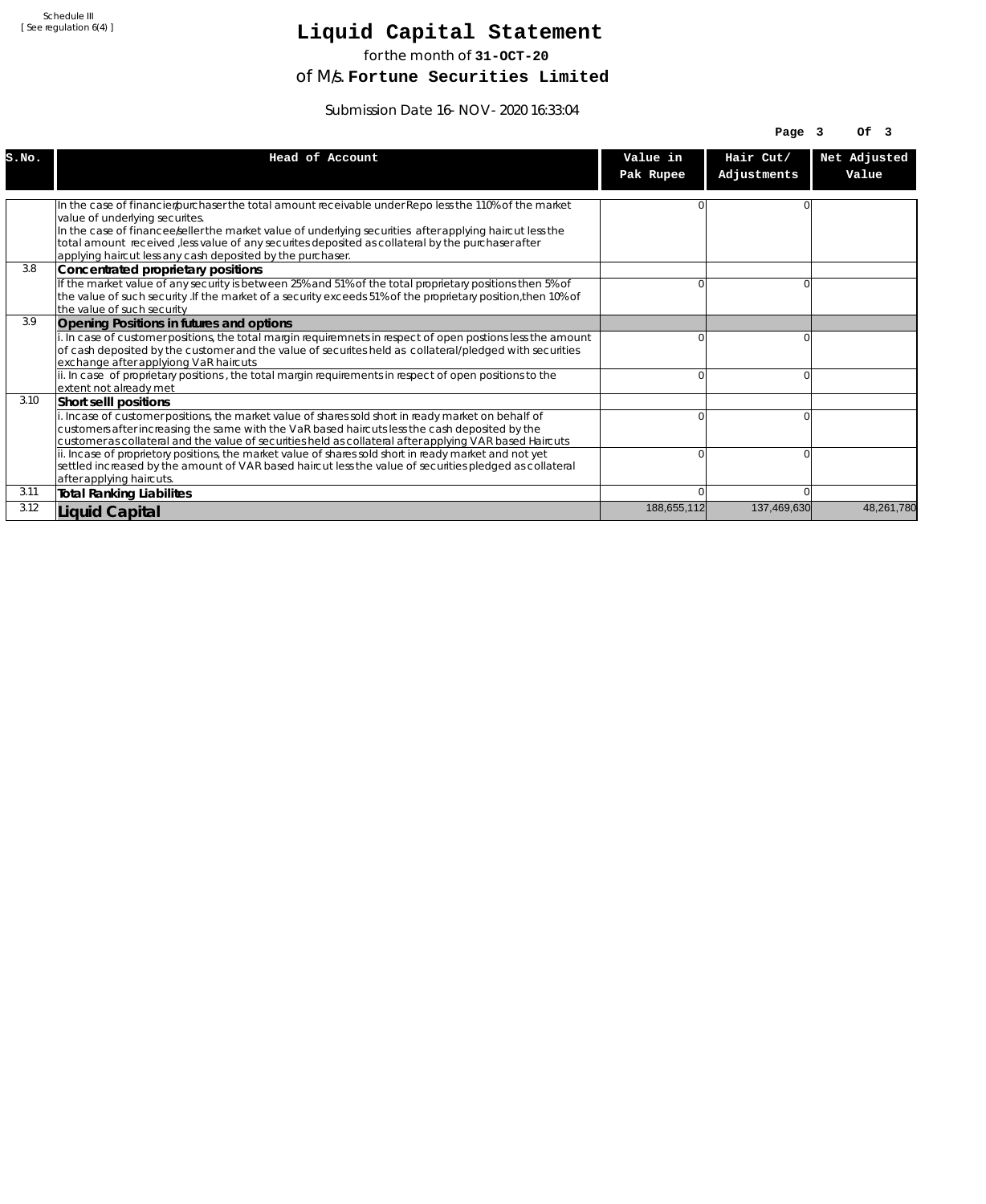Schedule III
[ See regulation 6(4) ]

# Liquid Capital Statement

for the month of **31-OCT-20**

of M/s. **Fortune Securities Limited**

Submission Date 16-NOV-2020 16:33:04

| S.No. | Head of Account | Value in Pak Rupee | Hair Cut/ Adjustments | Net Adjusted Value |
|---|---|---|---|---|
| | In the case of financier/purchaser the total amount receivable under Repo less the 110% of the market value of underlying securities. In the case of financee/seller the market value of underlying securities after applying haircut less the total amount received ,less value of any securites deposited as collateral by the purchaser after applying haircut less any cash deposited by the purchaser. | 0 | 0 | |
| 3.8 | **Concentrated proprietary positions** | | | |
| | If the market value of any security is between 25% and 51% of the total proprietary positions then 5% of the value of such security .If the market of a security exceeds 51% of the proprietary position,then 10% of the value of such security | 0 | 0 | |
| 3.9 | **Opening Positions in futures and options** | | | |
| | i. In case of customer positions, the total margin requiremnets in respect of open postions less the amount of cash deposited by the customer and the value of securites held as collateral/pledged with securities exchange after applyiong VaR haircuts | 0 | 0 | |
| | ii. In case of proprietary positions , the total margin requirements in respect of open positions to the extent not already met | 0 | 0 | |
| 3.10 | **Short selll positions** | | | |
| | i. Incase of customer positions, the market value of shares sold short in ready market on behalf of customers after increasing the same with the VaR based haircuts less the cash deposited by the customer as collateral and the value of securities held as collateral after applying VAR based Haircuts | 0 | 0 | |
| | ii. Incase of proprietory positions, the market value of shares sold short in ready market and not yet settled increased by the amount of VAR based haircut less the value of securities pledged as collateral after applying haircuts. | 0 | 0 | |
| 3.11 | **Total Ranking Liabilites** | 0 | 0 | |
| 3.12 | **Liquid Capital** | 188,655,112 | 137,469,630 | 48,261,780 |